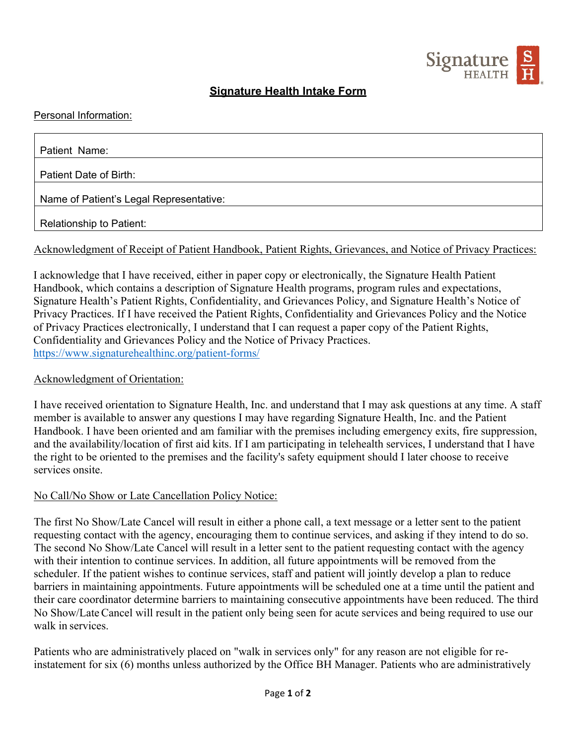# Signature Health Intake Form

Personal Information:

| Patient Name: |
|---|
| Patient Date of Birth: |
| Name of Patient's Legal Representative: |
| Relationship to Patient: |

Acknowledgment of Receipt of Patient Handbook, Patient Rights, Grievances, and Notice of Privacy Practices:

I acknowledge that I have received, either in paper copy or electronically, the Signature Health Patient Handbook, which contains a description of Signature Health programs, program rules and expectations, Signature Health's Patient Rights, Confidentiality, and Grievances Policy, and Signature Health's Notice of Privacy Practices. If I have received the Patient Rights, Confidentiality and Grievances Policy and the Notice of Privacy Practices electronically, I understand that I can request a paper copy of the Patient Rights, Confidentiality and Grievances Policy and the Notice of Privacy Practices.
https://www.signaturehealthinc.org/patient-forms/

Acknowledgment of Orientation:

I have received orientation to Signature Health, Inc. and understand that I may ask questions at any time. A staff member is available to answer any questions I may have regarding Signature Health, Inc. and the Patient Handbook. I have been oriented and am familiar with the premises including emergency exits, fire suppression, and the availability/location of first aid kits. If I am participating in telehealth services, I understand that I have the right to be oriented to the premises and the facility's safety equipment should I later choose to receive services onsite.

No Call/No Show or Late Cancellation Policy Notice:

The first No Show/Late Cancel will result in either a phone call, a text message or a letter sent to the patient requesting contact with the agency, encouraging them to continue services, and asking if they intend to do so. The second No Show/Late Cancel will result in a letter sent to the patient requesting contact with the agency with their intention to continue services. In addition, all future appointments will be removed from the scheduler. If the patient wishes to continue services, staff and patient will jointly develop a plan to reduce barriers in maintaining appointments. Future appointments will be scheduled one at a time until the patient and their care coordinator determine barriers to maintaining consecutive appointments have been reduced. The third No Show/Late Cancel will result in the patient only being seen for acute services and being required to use our walk in services.

Patients who are administratively placed on "walk in services only" for any reason are not eligible for re-instatement for six (6) months unless authorized by the Office BH Manager. Patients who are administratively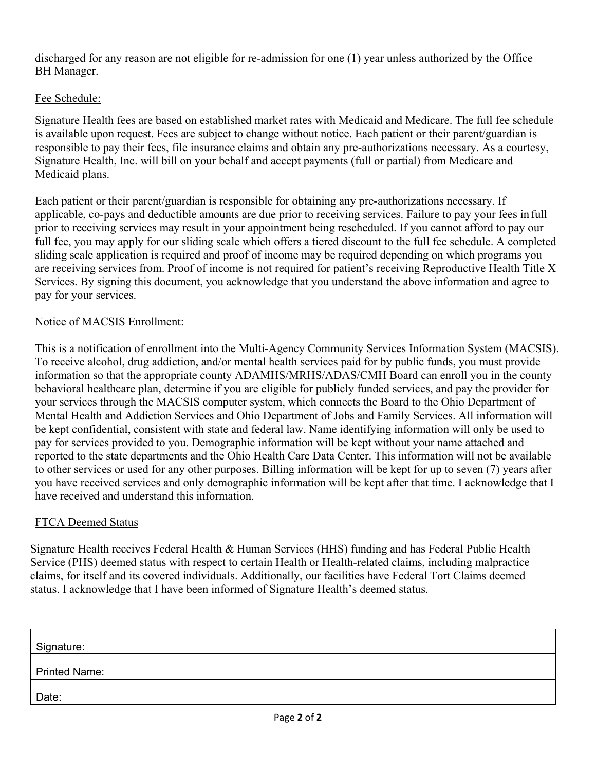discharged for any reason are not eligible for re-admission for one (1) year unless authorized by the Office BH Manager.

Fee Schedule:

Signature Health fees are based on established market rates with Medicaid and Medicare. The full fee schedule is available upon request. Fees are subject to change without notice. Each patient or their parent/guardian is responsible to pay their fees, file insurance claims and obtain any pre-authorizations necessary. As a courtesy, Signature Health, Inc. will bill on your behalf and accept payments (full or partial) from Medicare and Medicaid plans.

Each patient or their parent/guardian is responsible for obtaining any pre-authorizations necessary. If applicable, co-pays and deductible amounts are due prior to receiving services. Failure to pay your fees in full prior to receiving services may result in your appointment being rescheduled. If you cannot afford to pay our full fee, you may apply for our sliding scale which offers a tiered discount to the full fee schedule. A completed sliding scale application is required and proof of income may be required depending on which programs you are receiving services from. Proof of income is not required for patient's receiving Reproductive Health Title X Services. By signing this document, you acknowledge that you understand the above information and agree to pay for your services.

Notice of MACSIS Enrollment:

This is a notification of enrollment into the Multi-Agency Community Services Information System (MACSIS). To receive alcohol, drug addiction, and/or mental health services paid for by public funds, you must provide information so that the appropriate county ADAMHS/MRHS/ADAS/CMH Board can enroll you in the county behavioral healthcare plan, determine if you are eligible for publicly funded services, and pay the provider for your services through the MACSIS computer system, which connects the Board to the Ohio Department of Mental Health and Addiction Services and Ohio Department of Jobs and Family Services. All information will be kept confidential, consistent with state and federal law. Name identifying information will only be used to pay for services provided to you. Demographic information will be kept without your name attached and reported to the state departments and the Ohio Health Care Data Center. This information will not be available to other services or used for any other purposes. Billing information will be kept for up to seven (7) years after you have received services and only demographic information will be kept after that time. I acknowledge that I have received and understand this information.

FTCA Deemed Status

Signature Health receives Federal Health & Human Services (HHS) funding and has Federal Public Health Service (PHS) deemed status with respect to certain Health or Health-related claims, including malpractice claims, for itself and its covered individuals. Additionally, our facilities have Federal Tort Claims deemed status. I acknowledge that I have been informed of Signature Health's deemed status.

| |
|---|
| Signature: |
| Printed Name: |
| Date: |